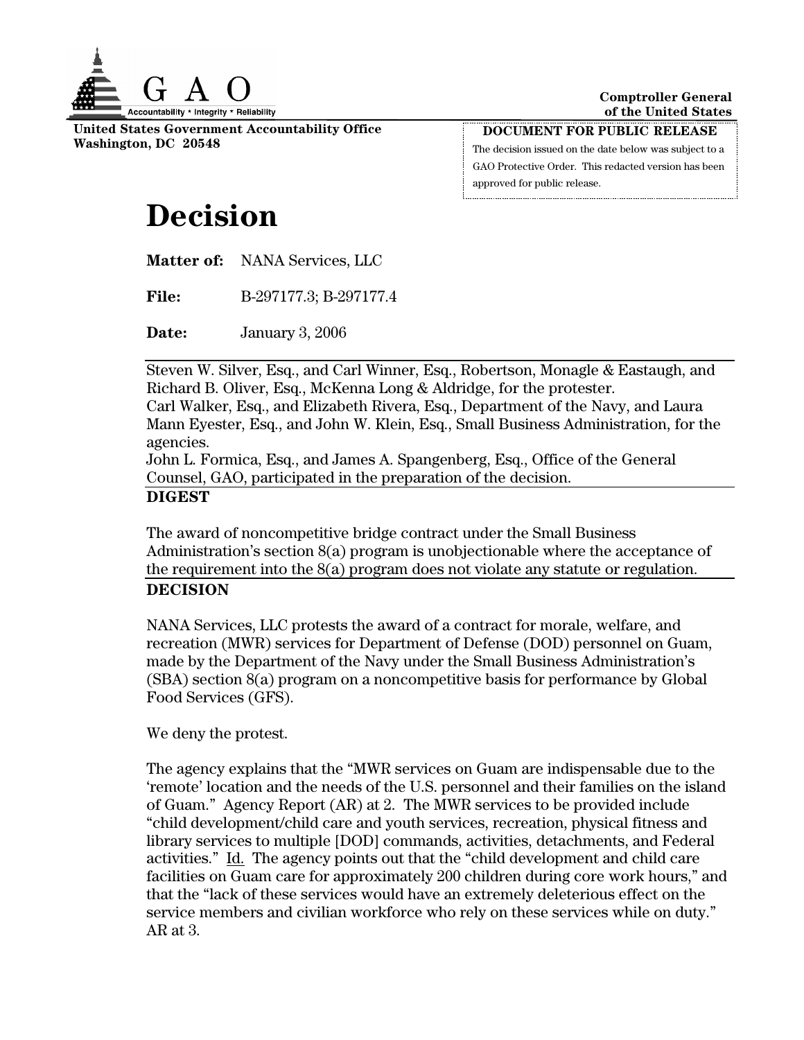GAO

Accountability * Integrity * Reliability

United States Government Accountability Office
Washington, DC 20548

Comptroller General
of the United States

**DOCUMENT FOR PUBLIC RELEASE**

The decision issued on the date below was subject to a GAO Protective Order. This redacted version has been approved for public release.

# Decision

**Matter of:** NANA Services, LLC

**File:** B-297177.3; B-297177.4

**Date:** January 3, 2006

Steven W. Silver, Esq., and Carl Winner, Esq., Robertson, Monagle & Eastaugh, and Richard B. Oliver, Esq., McKenna Long & Aldridge, for the protester.
Carl Walker, Esq., and Elizabeth Rivera, Esq., Department of the Navy, and Laura Mann Eyester, Esq., and John W. Klein, Esq., Small Business Administration, for the agencies.
John L. Formica, Esq., and James A. Spangenberg, Esq., Office of the General Counsel, GAO, participated in the preparation of the decision.

**DIGEST**

The award of noncompetitive bridge contract under the Small Business Administration's section 8(a) program is unobjectionable where the acceptance of the requirement into the 8(a) program does not violate any statute or regulation.

**DECISION**

NANA Services, LLC protests the award of a contract for morale, welfare, and recreation (MWR) services for Department of Defense (DOD) personnel on Guam, made by the Department of the Navy under the Small Business Administration's (SBA) section 8(a) program on a noncompetitive basis for performance by Global Food Services (GFS).

We deny the protest.

The agency explains that the "MWR services on Guam are indispensable due to the 'remote' location and the needs of the U.S. personnel and their families on the island of Guam." Agency Report (AR) at 2. The MWR services to be provided include "child development/child care and youth services, recreation, physical fitness and library services to multiple [DOD] commands, activities, detachments, and Federal activities." Id. The agency points out that the "child development and child care facilities on Guam care for approximately 200 children during core work hours," and that the "lack of these services would have an extremely deleterious effect on the service members and civilian workforce who rely on these services while on duty." AR at 3.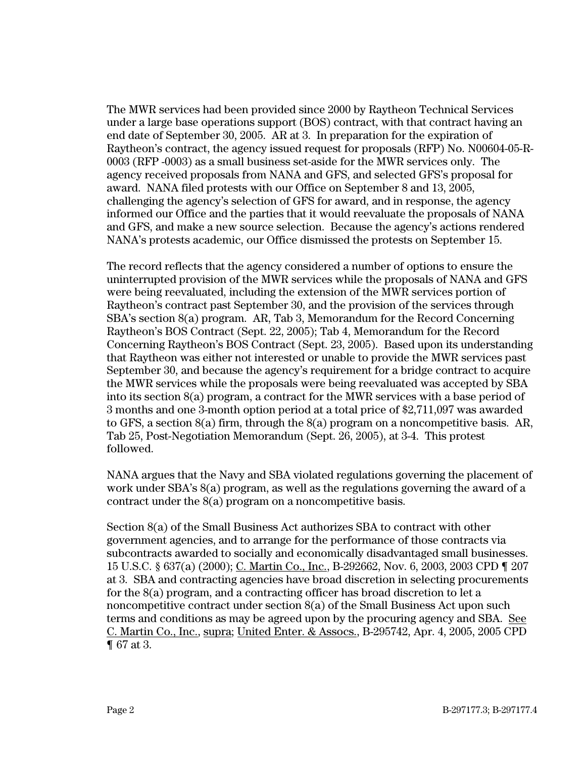The MWR services had been provided since 2000 by Raytheon Technical Services under a large base operations support (BOS) contract, with that contract having an end date of September 30, 2005. AR at 3. In preparation for the expiration of Raytheon's contract, the agency issued request for proposals (RFP) No. N00604-05-R-0003 (RFP -0003) as a small business set-aside for the MWR services only. The agency received proposals from NANA and GFS, and selected GFS's proposal for award. NANA filed protests with our Office on September 8 and 13, 2005, challenging the agency's selection of GFS for award, and in response, the agency informed our Office and the parties that it would reevaluate the proposals of NANA and GFS, and make a new source selection. Because the agency's actions rendered NANA's protests academic, our Office dismissed the protests on September 15.

The record reflects that the agency considered a number of options to ensure the uninterrupted provision of the MWR services while the proposals of NANA and GFS were being reevaluated, including the extension of the MWR services portion of Raytheon's contract past September 30, and the provision of the services through SBA's section 8(a) program. AR, Tab 3, Memorandum for the Record Concerning Raytheon's BOS Contract (Sept. 22, 2005); Tab 4, Memorandum for the Record Concerning Raytheon's BOS Contract (Sept. 23, 2005). Based upon its understanding that Raytheon was either not interested or unable to provide the MWR services past September 30, and because the agency's requirement for a bridge contract to acquire the MWR services while the proposals were being reevaluated was accepted by SBA into its section 8(a) program, a contract for the MWR services with a base period of 3 months and one 3-month option period at a total price of $2,711,097 was awarded to GFS, a section 8(a) firm, through the 8(a) program on a noncompetitive basis. AR, Tab 25, Post-Negotiation Memorandum (Sept. 26, 2005), at 3-4. This protest followed.

NANA argues that the Navy and SBA violated regulations governing the placement of work under SBA's 8(a) program, as well as the regulations governing the award of a contract under the 8(a) program on a noncompetitive basis.

Section 8(a) of the Small Business Act authorizes SBA to contract with other government agencies, and to arrange for the performance of those contracts via subcontracts awarded to socially and economically disadvantaged small businesses. 15 U.S.C. § 637(a) (2000); C. Martin Co., Inc., B-292662, Nov. 6, 2003, 2003 CPD ¶ 207 at 3. SBA and contracting agencies have broad discretion in selecting procurements for the 8(a) program, and a contracting officer has broad discretion to let a noncompetitive contract under section 8(a) of the Small Business Act upon such terms and conditions as may be agreed upon by the procuring agency and SBA. See C. Martin Co., Inc., supra; United Enter. & Assocs., B-295742, Apr. 4, 2005, 2005 CPD ¶ 67 at 3.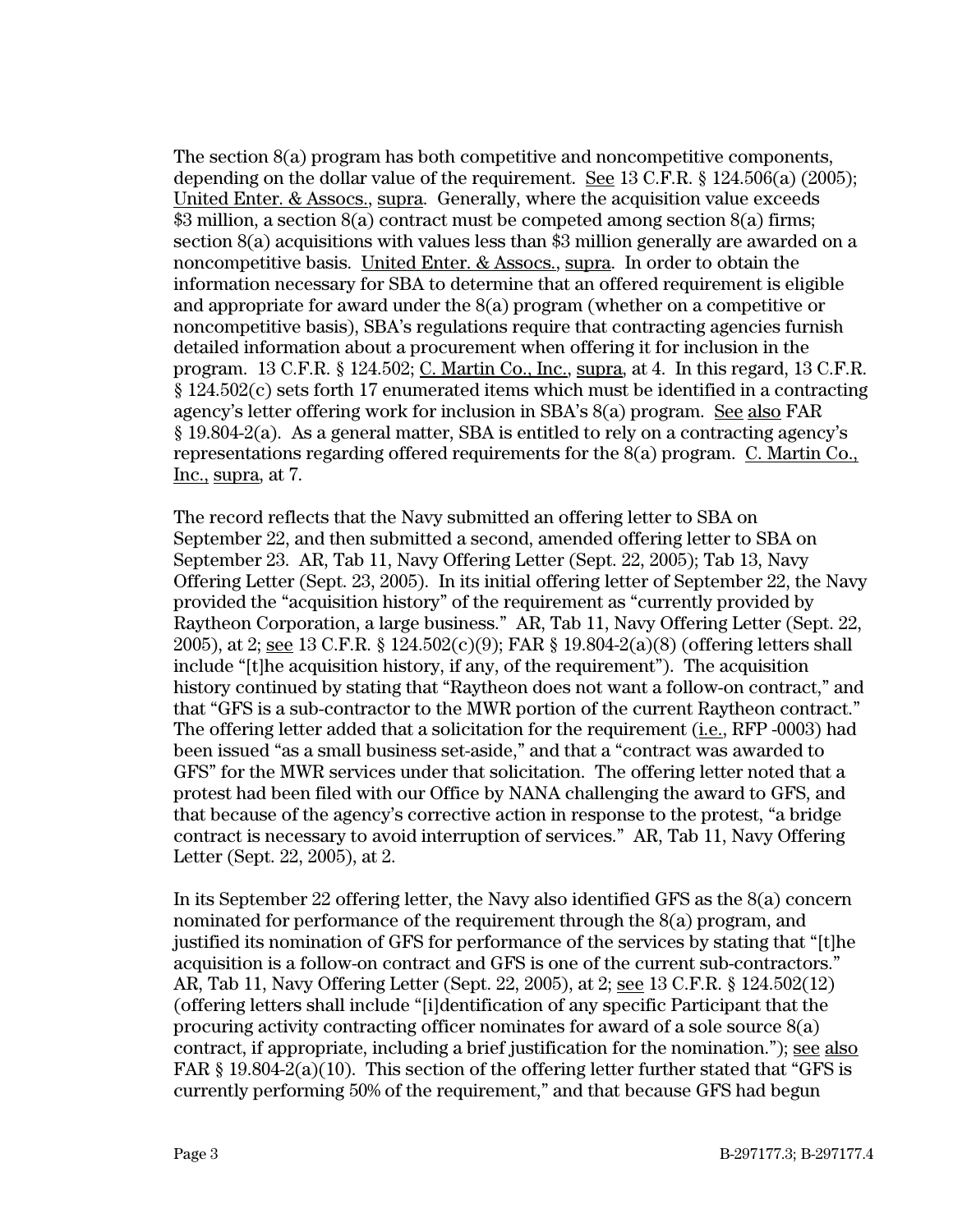The section 8(a) program has both competitive and noncompetitive components, depending on the dollar value of the requirement. See 13 C.F.R. § 124.506(a) (2005); United Enter. & Assocs., supra. Generally, where the acquisition value exceeds $3 million, a section 8(a) contract must be competed among section 8(a) firms; section 8(a) acquisitions with values less than $3 million generally are awarded on a noncompetitive basis. United Enter. & Assocs., supra. In order to obtain the information necessary for SBA to determine that an offered requirement is eligible and appropriate for award under the 8(a) program (whether on a competitive or noncompetitive basis), SBA's regulations require that contracting agencies furnish detailed information about a procurement when offering it for inclusion in the program. 13 C.F.R. § 124.502; C. Martin Co., Inc., supra, at 4. In this regard, 13 C.F.R. § 124.502(c) sets forth 17 enumerated items which must be identified in a contracting agency's letter offering work for inclusion in SBA's 8(a) program. See also FAR § 19.804-2(a). As a general matter, SBA is entitled to rely on a contracting agency's representations regarding offered requirements for the 8(a) program. C. Martin Co., Inc., supra, at 7.

The record reflects that the Navy submitted an offering letter to SBA on September 22, and then submitted a second, amended offering letter to SBA on September 23. AR, Tab 11, Navy Offering Letter (Sept. 22, 2005); Tab 13, Navy Offering Letter (Sept. 23, 2005). In its initial offering letter of September 22, the Navy provided the "acquisition history" of the requirement as "currently provided by Raytheon Corporation, a large business." AR, Tab 11, Navy Offering Letter (Sept. 22, 2005), at 2; see 13 C.F.R. § 124.502(c)(9); FAR § 19.804-2(a)(8) (offering letters shall include "[t]he acquisition history, if any, of the requirement"). The acquisition history continued by stating that "Raytheon does not want a follow-on contract," and that "GFS is a sub-contractor to the MWR portion of the current Raytheon contract." The offering letter added that a solicitation for the requirement (i.e., RFP -0003) had been issued "as a small business set-aside," and that a "contract was awarded to GFS" for the MWR services under that solicitation. The offering letter noted that a protest had been filed with our Office by NANA challenging the award to GFS, and that because of the agency's corrective action in response to the protest, "a bridge contract is necessary to avoid interruption of services." AR, Tab 11, Navy Offering Letter (Sept. 22, 2005), at 2.

In its September 22 offering letter, the Navy also identified GFS as the 8(a) concern nominated for performance of the requirement through the 8(a) program, and justified its nomination of GFS for performance of the services by stating that "[t]he acquisition is a follow-on contract and GFS is one of the current sub-contractors." AR, Tab 11, Navy Offering Letter (Sept. 22, 2005), at 2; see 13 C.F.R. § 124.502(12) (offering letters shall include "[i]dentification of any specific Participant that the procuring activity contracting officer nominates for award of a sole source 8(a) contract, if appropriate, including a brief justification for the nomination."); see also FAR § 19.804-2(a)(10). This section of the offering letter further stated that "GFS is currently performing 50% of the requirement," and that because GFS had begun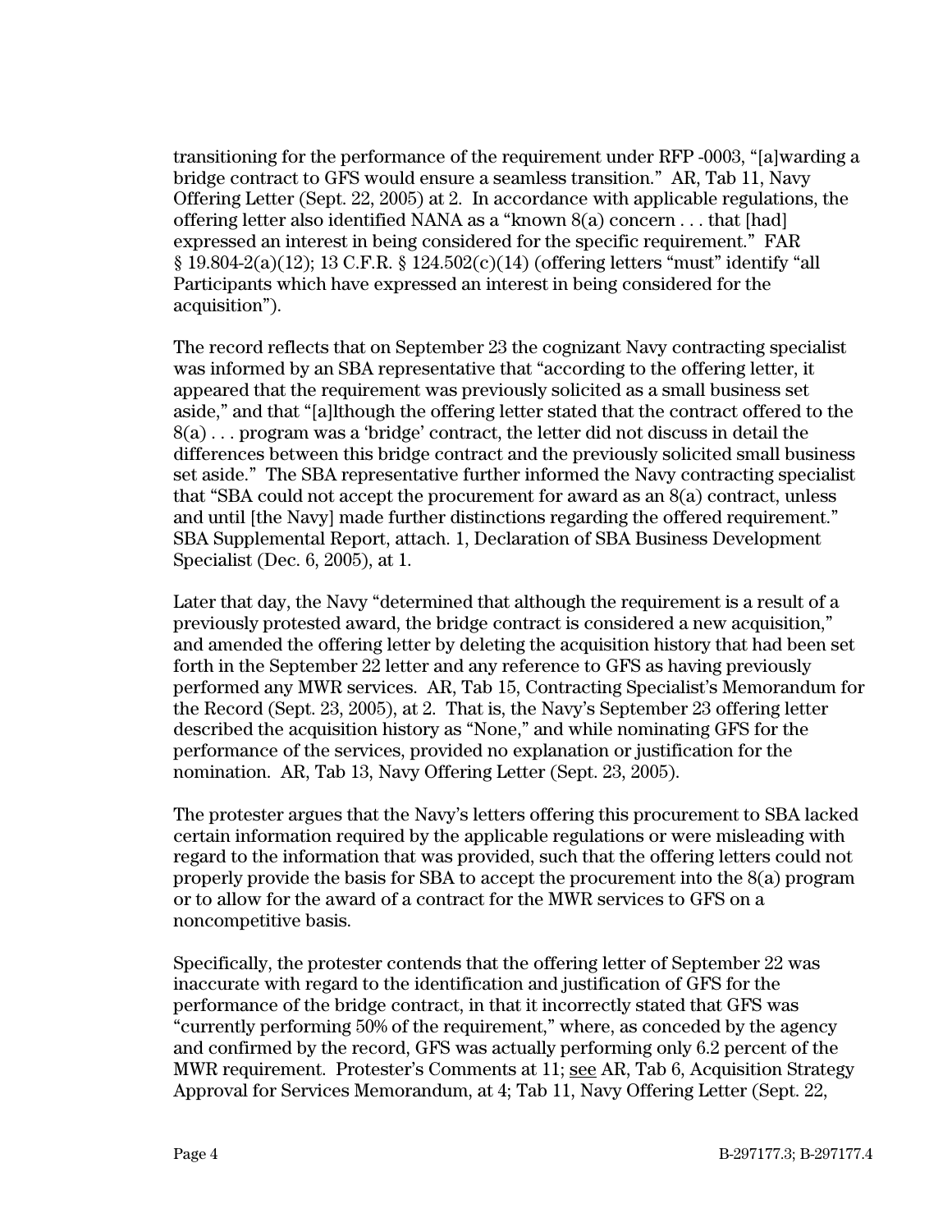transitioning for the performance of the requirement under RFP -0003, "[a]warding a bridge contract to GFS would ensure a seamless transition." AR, Tab 11, Navy Offering Letter (Sept. 22, 2005) at 2. In accordance with applicable regulations, the offering letter also identified NANA as a "known 8(a) concern . . . that [had] expressed an interest in being considered for the specific requirement." FAR § 19.804-2(a)(12); 13 C.F.R. § 124.502(c)(14) (offering letters "must" identify "all Participants which have expressed an interest in being considered for the acquisition").

The record reflects that on September 23 the cognizant Navy contracting specialist was informed by an SBA representative that "according to the offering letter, it appeared that the requirement was previously solicited as a small business set aside," and that "[a]lthough the offering letter stated that the contract offered to the 8(a) . . . program was a 'bridge' contract, the letter did not discuss in detail the differences between this bridge contract and the previously solicited small business set aside." The SBA representative further informed the Navy contracting specialist that "SBA could not accept the procurement for award as an 8(a) contract, unless and until [the Navy] made further distinctions regarding the offered requirement." SBA Supplemental Report, attach. 1, Declaration of SBA Business Development Specialist (Dec. 6, 2005), at 1.

Later that day, the Navy "determined that although the requirement is a result of a previously protested award, the bridge contract is considered a new acquisition," and amended the offering letter by deleting the acquisition history that had been set forth in the September 22 letter and any reference to GFS as having previously performed any MWR services. AR, Tab 15, Contracting Specialist's Memorandum for the Record (Sept. 23, 2005), at 2. That is, the Navy's September 23 offering letter described the acquisition history as "None," and while nominating GFS for the performance of the services, provided no explanation or justification for the nomination. AR, Tab 13, Navy Offering Letter (Sept. 23, 2005).

The protester argues that the Navy's letters offering this procurement to SBA lacked certain information required by the applicable regulations or were misleading with regard to the information that was provided, such that the offering letters could not properly provide the basis for SBA to accept the procurement into the 8(a) program or to allow for the award of a contract for the MWR services to GFS on a noncompetitive basis.

Specifically, the protester contends that the offering letter of September 22 was inaccurate with regard to the identification and justification of GFS for the performance of the bridge contract, in that it incorrectly stated that GFS was "currently performing 50% of the requirement," where, as conceded by the agency and confirmed by the record, GFS was actually performing only 6.2 percent of the MWR requirement. Protester's Comments at 11; see AR, Tab 6, Acquisition Strategy Approval for Services Memorandum, at 4; Tab 11, Navy Offering Letter (Sept. 22,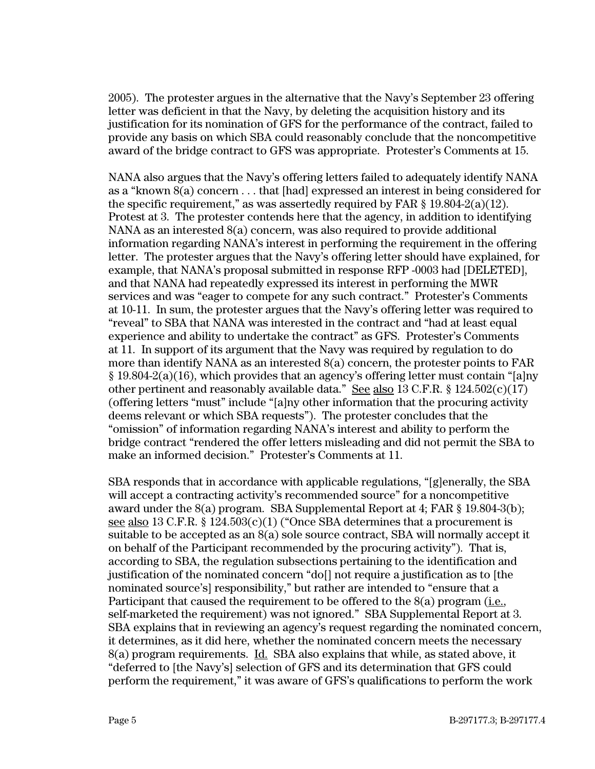2005). The protester argues in the alternative that the Navy's September 23 offering letter was deficient in that the Navy, by deleting the acquisition history and its justification for its nomination of GFS for the performance of the contract, failed to provide any basis on which SBA could reasonably conclude that the noncompetitive award of the bridge contract to GFS was appropriate. Protester's Comments at 15.

NANA also argues that the Navy's offering letters failed to adequately identify NANA as a "known 8(a) concern . . . that [had] expressed an interest in being considered for the specific requirement," as was assertedly required by FAR § 19.804-2(a)(12). Protest at 3. The protester contends here that the agency, in addition to identifying NANA as an interested 8(a) concern, was also required to provide additional information regarding NANA's interest in performing the requirement in the offering letter. The protester argues that the Navy's offering letter should have explained, for example, that NANA's proposal submitted in response RFP -0003 had [DELETED], and that NANA had repeatedly expressed its interest in performing the MWR services and was "eager to compete for any such contract." Protester's Comments at 10-11. In sum, the protester argues that the Navy's offering letter was required to "reveal" to SBA that NANA was interested in the contract and "had at least equal experience and ability to undertake the contract" as GFS. Protester's Comments at 11. In support of its argument that the Navy was required by regulation to do more than identify NANA as an interested 8(a) concern, the protester points to FAR § 19.804-2(a)(16), which provides that an agency's offering letter must contain "[a]ny other pertinent and reasonably available data." See also 13 C.F.R. § 124.502(c)(17) (offering letters "must" include "[a]ny other information that the procuring activity deems relevant or which SBA requests"). The protester concludes that the "omission" of information regarding NANA's interest and ability to perform the bridge contract "rendered the offer letters misleading and did not permit the SBA to make an informed decision." Protester's Comments at 11.

SBA responds that in accordance with applicable regulations, "[g]enerally, the SBA will accept a contracting activity's recommended source" for a noncompetitive award under the 8(a) program. SBA Supplemental Report at 4; FAR § 19.804-3(b); see also 13 C.F.R. § 124.503(c)(1) ("Once SBA determines that a procurement is suitable to be accepted as an 8(a) sole source contract, SBA will normally accept it on behalf of the Participant recommended by the procuring activity"). That is, according to SBA, the regulation subsections pertaining to the identification and justification of the nominated concern "do[] not require a justification as to [the nominated source's] responsibility," but rather are intended to "ensure that a Participant that caused the requirement to be offered to the 8(a) program (i.e., self-marketed the requirement) was not ignored." SBA Supplemental Report at 3. SBA explains that in reviewing an agency's request regarding the nominated concern, it determines, as it did here, whether the nominated concern meets the necessary 8(a) program requirements. Id. SBA also explains that while, as stated above, it "deferred to [the Navy's] selection of GFS and its determination that GFS could perform the requirement," it was aware of GFS's qualifications to perform the work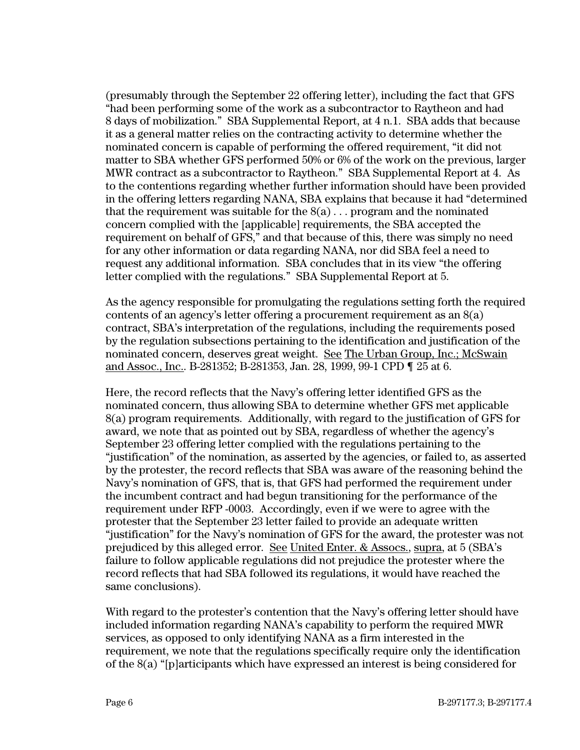(presumably through the September 22 offering letter), including the fact that GFS "had been performing some of the work as a subcontractor to Raytheon and had 8 days of mobilization." SBA Supplemental Report, at 4 n.1. SBA adds that because it as a general matter relies on the contracting activity to determine whether the nominated concern is capable of performing the offered requirement, "it did not matter to SBA whether GFS performed 50% or 6% of the work on the previous, larger MWR contract as a subcontractor to Raytheon." SBA Supplemental Report at 4. As to the contentions regarding whether further information should have been provided in the offering letters regarding NANA, SBA explains that because it had "determined that the requirement was suitable for the 8(a) . . . program and the nominated concern complied with the [applicable] requirements, the SBA accepted the requirement on behalf of GFS," and that because of this, there was simply no need for any other information or data regarding NANA, nor did SBA feel a need to request any additional information. SBA concludes that in its view "the offering letter complied with the regulations." SBA Supplemental Report at 5.

As the agency responsible for promulgating the regulations setting forth the required contents of an agency's letter offering a procurement requirement as an 8(a) contract, SBA's interpretation of the regulations, including the requirements posed by the regulation subsections pertaining to the identification and justification of the nominated concern, deserves great weight. See The Urban Group, Inc.; McSwain and Assoc., Inc.. B-281352; B-281353, Jan. 28, 1999, 99-1 CPD ¶ 25 at 6.

Here, the record reflects that the Navy's offering letter identified GFS as the nominated concern, thus allowing SBA to determine whether GFS met applicable 8(a) program requirements. Additionally, with regard to the justification of GFS for award, we note that as pointed out by SBA, regardless of whether the agency's September 23 offering letter complied with the regulations pertaining to the "justification" of the nomination, as asserted by the agencies, or failed to, as asserted by the protester, the record reflects that SBA was aware of the reasoning behind the Navy's nomination of GFS, that is, that GFS had performed the requirement under the incumbent contract and had begun transitioning for the performance of the requirement under RFP -0003. Accordingly, even if we were to agree with the protester that the September 23 letter failed to provide an adequate written "justification" for the Navy's nomination of GFS for the award, the protester was not prejudiced by this alleged error. See United Enter. & Assocs., supra, at 5 (SBA's failure to follow applicable regulations did not prejudice the protester where the record reflects that had SBA followed its regulations, it would have reached the same conclusions).

With regard to the protester's contention that the Navy's offering letter should have included information regarding NANA's capability to perform the required MWR services, as opposed to only identifying NANA as a firm interested in the requirement, we note that the regulations specifically require only the identification of the 8(a) "[p]articipants which have expressed an interest is being considered for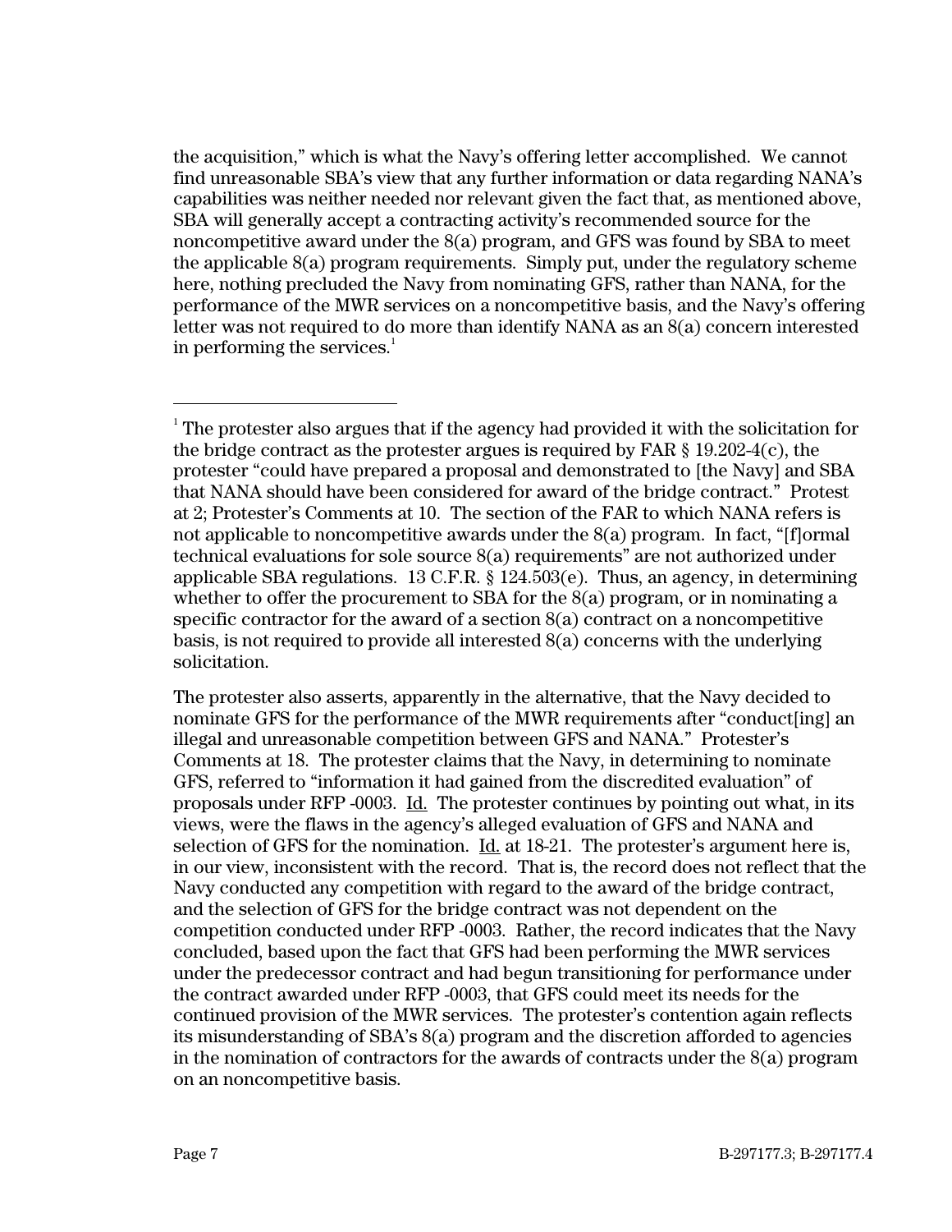the acquisition," which is what the Navy's offering letter accomplished. We cannot find unreasonable SBA's view that any further information or data regarding NANA's capabilities was neither needed nor relevant given the fact that, as mentioned above, SBA will generally accept a contracting activity's recommended source for the noncompetitive award under the 8(a) program, and GFS was found by SBA to meet the applicable 8(a) program requirements. Simply put, under the regulatory scheme here, nothing precluded the Navy from nominating GFS, rather than NANA, for the performance of the MWR services on a noncompetitive basis, and the Navy's offering letter was not required to do more than identify NANA as an 8(a) concern interested in performing the services.[1]

[1] The protester also argues that if the agency had provided it with the solicitation for the bridge contract as the protester argues is required by FAR § 19.202-4(c), the protester "could have prepared a proposal and demonstrated to [the Navy] and SBA that NANA should have been considered for award of the bridge contract." Protest at 2; Protester's Comments at 10. The section of the FAR to which NANA refers is not applicable to noncompetitive awards under the 8(a) program. In fact, "[f]ormal technical evaluations for sole source 8(a) requirements" are not authorized under applicable SBA regulations. 13 C.F.R. § 124.503(e). Thus, an agency, in determining whether to offer the procurement to SBA for the 8(a) program, or in nominating a specific contractor for the award of a section 8(a) contract on a noncompetitive basis, is not required to provide all interested 8(a) concerns with the underlying solicitation.

The protester also asserts, apparently in the alternative, that the Navy decided to nominate GFS for the performance of the MWR requirements after "conduct[ing] an illegal and unreasonable competition between GFS and NANA." Protester's Comments at 18. The protester claims that the Navy, in determining to nominate GFS, referred to "information it had gained from the discredited evaluation" of proposals under RFP -0003. Id. The protester continues by pointing out what, in its views, were the flaws in the agency's alleged evaluation of GFS and NANA and selection of GFS for the nomination. Id. at 18-21. The protester's argument here is, in our view, inconsistent with the record. That is, the record does not reflect that the Navy conducted any competition with regard to the award of the bridge contract, and the selection of GFS for the bridge contract was not dependent on the competition conducted under RFP -0003. Rather, the record indicates that the Navy concluded, based upon the fact that GFS had been performing the MWR services under the predecessor contract and had begun transitioning for performance under the contract awarded under RFP -0003, that GFS could meet its needs for the continued provision of the MWR services. The protester's contention again reflects its misunderstanding of SBA's 8(a) program and the discretion afforded to agencies in the nomination of contractors for the awards of contracts under the 8(a) program on an noncompetitive basis.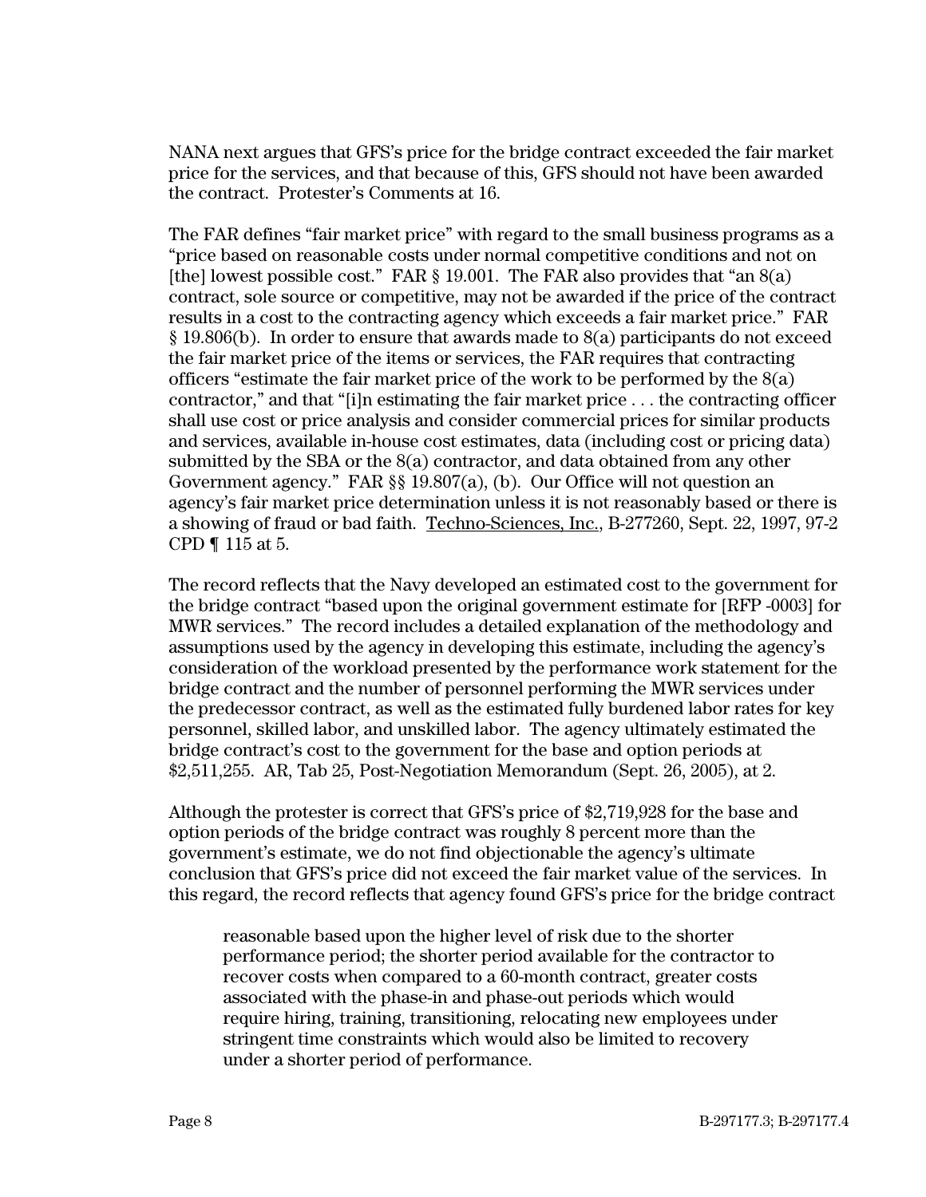NANA next argues that GFS's price for the bridge contract exceeded the fair market price for the services, and that because of this, GFS should not have been awarded the contract. Protester's Comments at 16.

The FAR defines "fair market price" with regard to the small business programs as a "price based on reasonable costs under normal competitive conditions and not on [the] lowest possible cost." FAR § 19.001. The FAR also provides that "an 8(a) contract, sole source or competitive, may not be awarded if the price of the contract results in a cost to the contracting agency which exceeds a fair market price." FAR § 19.806(b). In order to ensure that awards made to 8(a) participants do not exceed the fair market price of the items or services, the FAR requires that contracting officers "estimate the fair market price of the work to be performed by the 8(a) contractor," and that "[i]n estimating the fair market price . . . the contracting officer shall use cost or price analysis and consider commercial prices for similar products and services, available in-house cost estimates, data (including cost or pricing data) submitted by the SBA or the 8(a) contractor, and data obtained from any other Government agency." FAR §§ 19.807(a), (b). Our Office will not question an agency's fair market price determination unless it is not reasonably based or there is a showing of fraud or bad faith. Techno-Sciences, Inc., B-277260, Sept. 22, 1997, 97-2 CPD ¶ 115 at 5.

The record reflects that the Navy developed an estimated cost to the government for the bridge contract "based upon the original government estimate for [RFP -0003] for MWR services." The record includes a detailed explanation of the methodology and assumptions used by the agency in developing this estimate, including the agency's consideration of the workload presented by the performance work statement for the bridge contract and the number of personnel performing the MWR services under the predecessor contract, as well as the estimated fully burdened labor rates for key personnel, skilled labor, and unskilled labor. The agency ultimately estimated the bridge contract's cost to the government for the base and option periods at $2,511,255. AR, Tab 25, Post-Negotiation Memorandum (Sept. 26, 2005), at 2.

Although the protester is correct that GFS's price of $2,719,928 for the base and option periods of the bridge contract was roughly 8 percent more than the government's estimate, we do not find objectionable the agency's ultimate conclusion that GFS's price did not exceed the fair market value of the services. In this regard, the record reflects that agency found GFS's price for the bridge contract

> reasonable based upon the higher level of risk due to the shorter performance period; the shorter period available for the contractor to recover costs when compared to a 60-month contract, greater costs associated with the phase-in and phase-out periods which would require hiring, training, transitioning, relocating new employees under stringent time constraints which would also be limited to recovery under a shorter period of performance.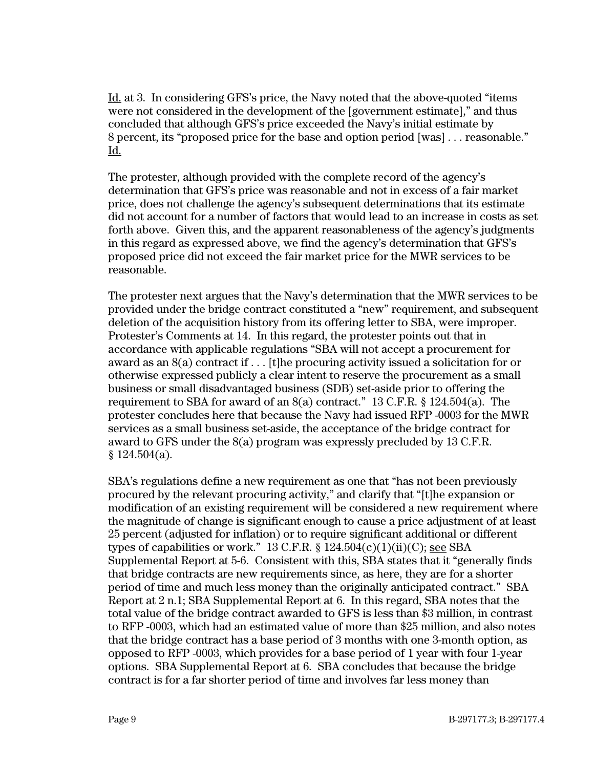Id. at 3. In considering GFS's price, the Navy noted that the above-quoted "items were not considered in the development of the [government estimate]," and thus concluded that although GFS's price exceeded the Navy's initial estimate by 8 percent, its "proposed price for the base and option period [was] . . . reasonable." Id.

The protester, although provided with the complete record of the agency's determination that GFS's price was reasonable and not in excess of a fair market price, does not challenge the agency's subsequent determinations that its estimate did not account for a number of factors that would lead to an increase in costs as set forth above. Given this, and the apparent reasonableness of the agency's judgments in this regard as expressed above, we find the agency's determination that GFS's proposed price did not exceed the fair market price for the MWR services to be reasonable.

The protester next argues that the Navy's determination that the MWR services to be provided under the bridge contract constituted a "new" requirement, and subsequent deletion of the acquisition history from its offering letter to SBA, were improper. Protester's Comments at 14. In this regard, the protester points out that in accordance with applicable regulations "SBA will not accept a procurement for award as an 8(a) contract if . . . [t]he procuring activity issued a solicitation for or otherwise expressed publicly a clear intent to reserve the procurement as a small business or small disadvantaged business (SDB) set-aside prior to offering the requirement to SBA for award of an 8(a) contract." 13 C.F.R. § 124.504(a). The protester concludes here that because the Navy had issued RFP -0003 for the MWR services as a small business set-aside, the acceptance of the bridge contract for award to GFS under the 8(a) program was expressly precluded by 13 C.F.R. § 124.504(a).

SBA's regulations define a new requirement as one that "has not been previously procured by the relevant procuring activity," and clarify that "[t]he expansion or modification of an existing requirement will be considered a new requirement where the magnitude of change is significant enough to cause a price adjustment of at least 25 percent (adjusted for inflation) or to require significant additional or different types of capabilities or work." 13 C.F.R. § 124.504(c)(1)(ii)(C); see SBA Supplemental Report at 5-6. Consistent with this, SBA states that it "generally finds that bridge contracts are new requirements since, as here, they are for a shorter period of time and much less money than the originally anticipated contract." SBA Report at 2 n.1; SBA Supplemental Report at 6. In this regard, SBA notes that the total value of the bridge contract awarded to GFS is less than $3 million, in contrast to RFP -0003, which had an estimated value of more than $25 million, and also notes that the bridge contract has a base period of 3 months with one 3-month option, as opposed to RFP -0003, which provides for a base period of 1 year with four 1-year options. SBA Supplemental Report at 6. SBA concludes that because the bridge contract is for a far shorter period of time and involves far less money than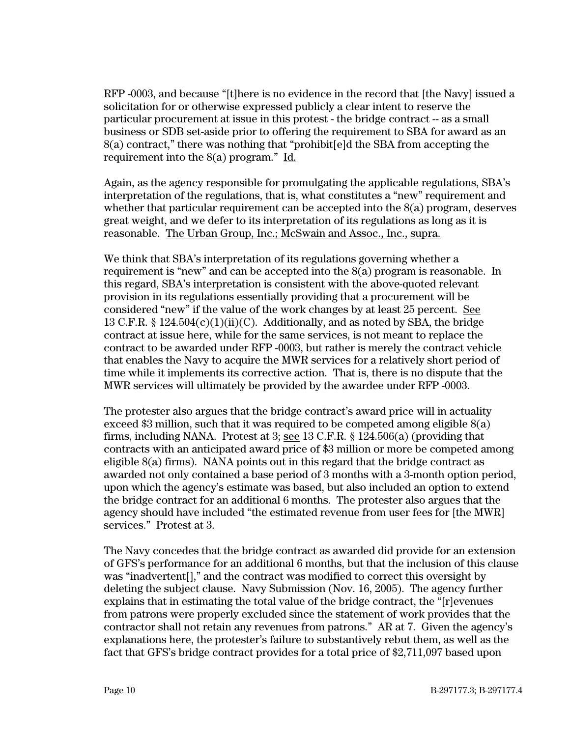RFP -0003, and because "[t]here is no evidence in the record that [the Navy] issued a solicitation for or otherwise expressed publicly a clear intent to reserve the particular procurement at issue in this protest - the bridge contract -- as a small business or SDB set-aside prior to offering the requirement to SBA for award as an 8(a) contract," there was nothing that "prohibit[e]d the SBA from accepting the requirement into the 8(a) program." Id.

Again, as the agency responsible for promulgating the applicable regulations, SBA's interpretation of the regulations, that is, what constitutes a "new" requirement and whether that particular requirement can be accepted into the 8(a) program, deserves great weight, and we defer to its interpretation of its regulations as long as it is reasonable. The Urban Group, Inc.; McSwain and Assoc., Inc., supra.

We think that SBA's interpretation of its regulations governing whether a requirement is "new" and can be accepted into the 8(a) program is reasonable. In this regard, SBA's interpretation is consistent with the above-quoted relevant provision in its regulations essentially providing that a procurement will be considered "new" if the value of the work changes by at least 25 percent. See 13 C.F.R. § 124.504(c)(1)(ii)(C). Additionally, and as noted by SBA, the bridge contract at issue here, while for the same services, is not meant to replace the contract to be awarded under RFP -0003, but rather is merely the contract vehicle that enables the Navy to acquire the MWR services for a relatively short period of time while it implements its corrective action. That is, there is no dispute that the MWR services will ultimately be provided by the awardee under RFP -0003.

The protester also argues that the bridge contract's award price will in actuality exceed $3 million, such that it was required to be competed among eligible 8(a) firms, including NANA. Protest at 3; see 13 C.F.R. § 124.506(a) (providing that contracts with an anticipated award price of $3 million or more be competed among eligible 8(a) firms). NANA points out in this regard that the bridge contract as awarded not only contained a base period of 3 months with a 3-month option period, upon which the agency's estimate was based, but also included an option to extend the bridge contract for an additional 6 months. The protester also argues that the agency should have included "the estimated revenue from user fees for [the MWR] services." Protest at 3.

The Navy concedes that the bridge contract as awarded did provide for an extension of GFS's performance for an additional 6 months, but that the inclusion of this clause was "inadvertent[]," and the contract was modified to correct this oversight by deleting the subject clause. Navy Submission (Nov. 16, 2005). The agency further explains that in estimating the total value of the bridge contract, the "[r]evenues from patrons were properly excluded since the statement of work provides that the contractor shall not retain any revenues from patrons." AR at 7. Given the agency's explanations here, the protester's failure to substantively rebut them, as well as the fact that GFS's bridge contract provides for a total price of $2,711,097 based upon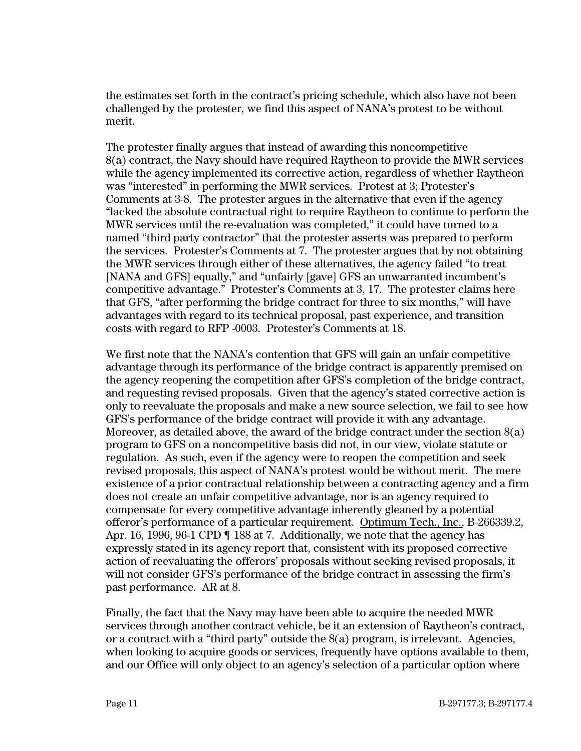the estimates set forth in the contract's pricing schedule, which also have not been challenged by the protester, we find this aspect of NANA's protest to be without merit.

The protester finally argues that instead of awarding this noncompetitive 8(a) contract, the Navy should have required Raytheon to provide the MWR services while the agency implemented its corrective action, regardless of whether Raytheon was "interested" in performing the MWR services. Protest at 3; Protester's Comments at 3-8. The protester argues in the alternative that even if the agency "lacked the absolute contractual right to require Raytheon to continue to perform the MWR services until the re-evaluation was completed," it could have turned to a named "third party contractor" that the protester asserts was prepared to perform the services. Protester's Comments at 7. The protester argues that by not obtaining the MWR services through either of these alternatives, the agency failed "to treat [NANA and GFS] equally," and "unfairly [gave] GFS an unwarranted incumbent's competitive advantage." Protester's Comments at 3, 17. The protester claims here that GFS, "after performing the bridge contract for three to six months," will have advantages with regard to its technical proposal, past experience, and transition costs with regard to RFP -0003. Protester's Comments at 18.

We first note that the NANA's contention that GFS will gain an unfair competitive advantage through its performance of the bridge contract is apparently premised on the agency reopening the competition after GFS's completion of the bridge contract, and requesting revised proposals. Given that the agency's stated corrective action is only to reevaluate the proposals and make a new source selection, we fail to see how GFS's performance of the bridge contract will provide it with any advantage. Moreover, as detailed above, the award of the bridge contract under the section 8(a) program to GFS on a noncompetitive basis did not, in our view, violate statute or regulation. As such, even if the agency were to reopen the competition and seek revised proposals, this aspect of NANA's protest would be without merit. The mere existence of a prior contractual relationship between a contracting agency and a firm does not create an unfair competitive advantage, nor is an agency required to compensate for every competitive advantage inherently gleaned by a potential offeror's performance of a particular requirement. Optimum Tech., Inc., B-266339.2, Apr. 16, 1996, 96-1 CPD ¶ 188 at 7. Additionally, we note that the agency has expressly stated in its agency report that, consistent with its proposed corrective action of reevaluating the offerors' proposals without seeking revised proposals, it will not consider GFS's performance of the bridge contract in assessing the firm's past performance. AR at 8.

Finally, the fact that the Navy may have been able to acquire the needed MWR services through another contract vehicle, be it an extension of Raytheon's contract, or a contract with a "third party" outside the 8(a) program, is irrelevant. Agencies, when looking to acquire goods or services, frequently have options available to them, and our Office will only object to an agency's selection of a particular option where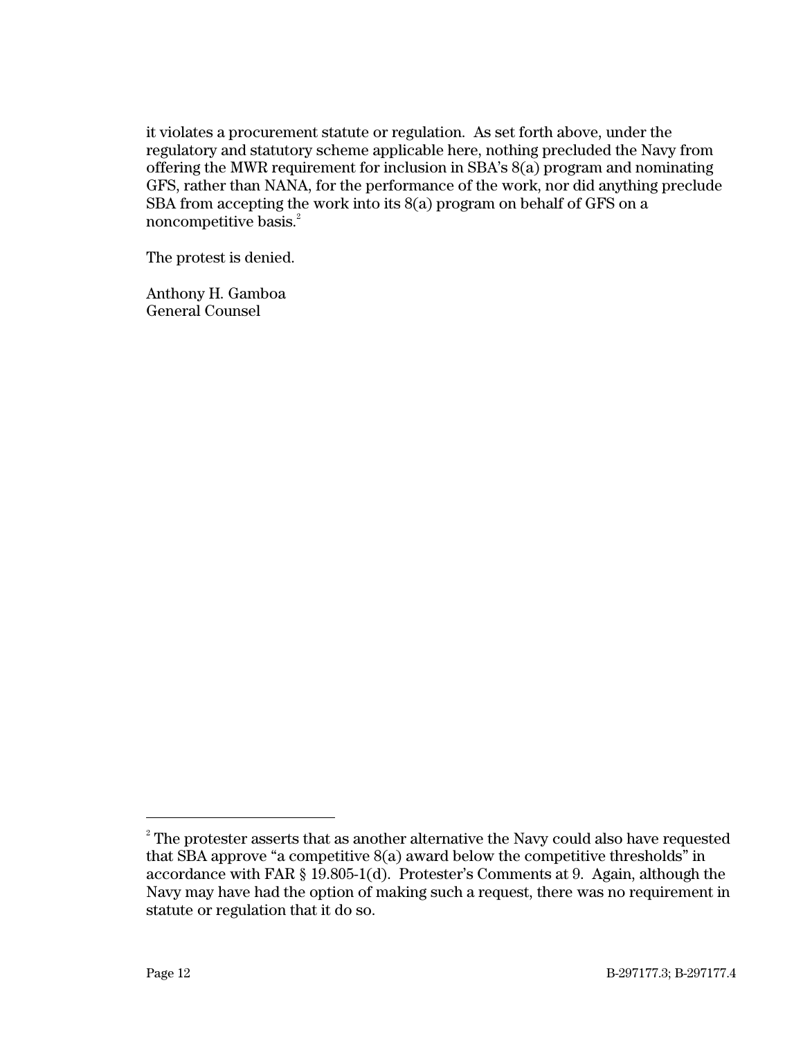it violates a procurement statute or regulation. As set forth above, under the regulatory and statutory scheme applicable here, nothing precluded the Navy from offering the MWR requirement for inclusion in SBA's 8(a) program and nominating GFS, rather than NANA, for the performance of the work, nor did anything preclude SBA from accepting the work into its 8(a) program on behalf of GFS on a noncompetitive basis.[2]

The protest is denied.

Anthony H. Gamboa
General Counsel

---

[2] The protester asserts that as another alternative the Navy could also have requested that SBA approve "a competitive 8(a) award below the competitive thresholds" in accordance with FAR § 19.805-1(d). Protester's Comments at 9. Again, although the Navy may have had the option of making such a request, there was no requirement in statute or regulation that it do so.